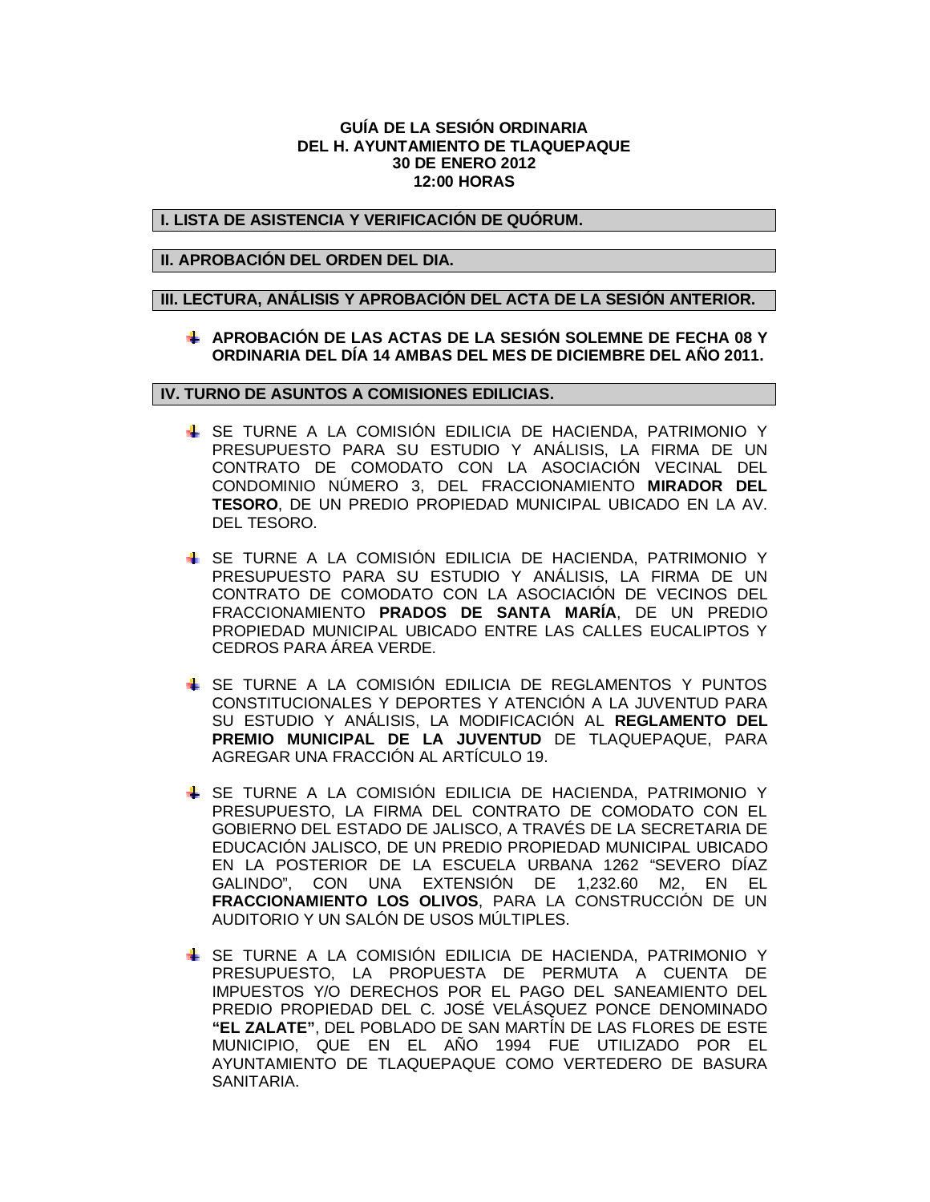**GUÍA DE LA SESIÓN ORDINARIA**
**DEL H. AYUNTAMIENTO DE TLAQUEPAQUE**
**30 DE ENERO 2012**
**12:00 HORAS**

## I. LISTA DE ASISTENCIA Y VERIFICACIÓN DE QUÓRUM.

## II. APROBACIÓN DEL ORDEN DEL DIA.

## III. LECTURA, ANÁLISIS Y APROBACIÓN DEL ACTA DE LA SESIÓN ANTERIOR.

- **APROBACIÓN DE LAS ACTAS DE LA SESIÓN SOLEMNE DE FECHA 08 Y ORDINARIA DEL DÍA 14 AMBAS DEL MES DE DICIEMBRE DEL AÑO 2011.**

## IV. TURNO DE ASUNTOS A COMISIONES EDILICIAS.

- SE TURNE A LA COMISIÓN EDILICIA DE HACIENDA, PATRIMONIO Y PRESUPUESTO PARA SU ESTUDIO Y ANÁLISIS, LA FIRMA DE UN CONTRATO DE COMODATO CON LA ASOCIACIÓN VECINAL DEL CONDOMINIO NÚMERO 3, DEL FRACCIONAMIENTO **MIRADOR DEL TESORO**, DE UN PREDIO PROPIEDAD MUNICIPAL UBICADO EN LA AV. DEL TESORO.

- SE TURNE A LA COMISIÓN EDILICIA DE HACIENDA, PATRIMONIO Y PRESUPUESTO PARA SU ESTUDIO Y ANÁLISIS, LA FIRMA DE UN CONTRATO DE COMODATO CON LA ASOCIACIÓN DE VECINOS DEL FRACCIONAMIENTO **PRADOS DE SANTA MARÍA**, DE UN PREDIO PROPIEDAD MUNICIPAL UBICADO ENTRE LAS CALLES EUCALIPTOS Y CEDROS PARA ÁREA VERDE.

- SE TURNE A LA COMISIÓN EDILICIA DE REGLAMENTOS Y PUNTOS CONSTITUCIONALES Y DEPORTES Y ATENCIÓN A LA JUVENTUD PARA SU ESTUDIO Y ANÁLISIS, LA MODIFICACIÓN AL **REGLAMENTO DEL PREMIO MUNICIPAL DE LA JUVENTUD** DE TLAQUEPAQUE, PARA AGREGAR UNA FRACCIÓN AL ARTÍCULO 19.

- SE TURNE A LA COMISIÓN EDILICIA DE HACIENDA, PATRIMONIO Y PRESUPUESTO, LA FIRMA DEL CONTRATO DE COMODATO CON EL GOBIERNO DEL ESTADO DE JALISCO, A TRAVÉS DE LA SECRETARIA DE EDUCACIÓN JALISCO, DE UN PREDIO PROPIEDAD MUNICIPAL UBICADO EN LA POSTERIOR DE LA ESCUELA URBANA 1262 "SEVERO DÍAZ GALINDO", CON UNA EXTENSIÓN DE 1,232.60 M2, EN EL **FRACCIONAMIENTO LOS OLIVOS**, PARA LA CONSTRUCCIÓN DE UN AUDITORIO Y UN SALÓN DE USOS MÚLTIPLES.

- SE TURNE A LA COMISIÓN EDILICIA DE HACIENDA, PATRIMONIO Y PRESUPUESTO, LA PROPUESTA DE PERMUTA A CUENTA DE IMPUESTOS Y/O DERECHOS POR EL PAGO DEL SANEAMIENTO DEL PREDIO PROPIEDAD DEL C. JOSÉ VELÁSQUEZ PONCE DENOMINADO **"EL ZALATE"**, DEL POBLADO DE SAN MARTÍN DE LAS FLORES DE ESTE MUNICIPIO, QUE EN EL AÑO 1994 FUE UTILIZADO POR EL AYUNTAMIENTO DE TLAQUEPAQUE COMO VERTEDERO DE BASURA SANITARIA.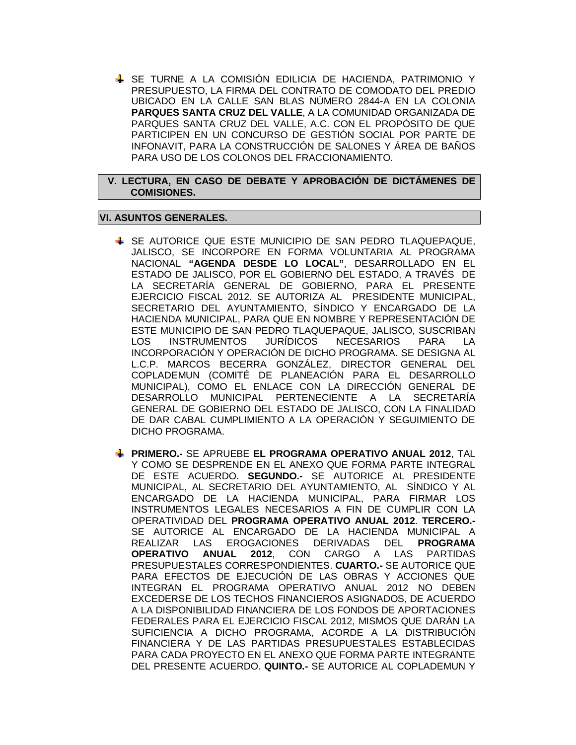- SE TURNE A LA COMISIÓN EDILICIA DE HACIENDA, PATRIMONIO Y PRESUPUESTO, LA FIRMA DEL CONTRATO DE COMODATO DEL PREDIO UBICADO EN LA CALLE SAN BLAS NÚMERO 2844-A EN LA COLONIA **PARQUES SANTA CRUZ DEL VALLE**, A LA COMUNIDAD ORGANIZADA DE PARQUES SANTA CRUZ DEL VALLE, A.C. CON EL PROPÓSITO DE QUE PARTICIPEN EN UN CONCURSO DE GESTIÓN SOCIAL POR PARTE DE INFONAVIT, PARA LA CONSTRUCCIÓN DE SALONES Y ÁREA DE BAÑOS PARA USO DE LOS COLONOS DEL FRACCIONAMIENTO.

**V. LECTURA, EN CASO DE DEBATE Y APROBACIÓN DE DICTÁMENES DE COMISIONES.**

**VI. ASUNTOS GENERALES.**

- SE AUTORICE QUE ESTE MUNICIPIO DE SAN PEDRO TLAQUEPAQUE, JALISCO, SE INCORPORE EN FORMA VOLUNTARIA AL PROGRAMA NACIONAL **"AGENDA DESDE LO LOCAL"**, DESARROLLADO EN EL ESTADO DE JALISCO, POR EL GOBIERNO DEL ESTADO, A TRAVÉS DE LA SECRETARÍA GENERAL DE GOBIERNO, PARA EL PRESENTE EJERCICIO FISCAL 2012. SE AUTORIZA AL PRESIDENTE MUNICIPAL, SECRETARIO DEL AYUNTAMIENTO, SÍNDICO Y ENCARGADO DE LA HACIENDA MUNICIPAL, PARA QUE EN NOMBRE Y REPRESENTACIÓN DE ESTE MUNICIPIO DE SAN PEDRO TLAQUEPAQUE, JALISCO, SUSCRIBAN LOS INSTRUMENTOS JURÍDICOS NECESARIOS PARA LA INCORPORACIÓN Y OPERACIÓN DE DICHO PROGRAMA. SE DESIGNA AL L.C.P. MARCOS BECERRA GONZÁLEZ, DIRECTOR GENERAL DEL COPLADEMUN (COMITÉ DE PLANEACIÓN PARA EL DESARROLLO MUNICIPAL), COMO EL ENLACE CON LA DIRECCIÓN GENERAL DE DESARROLLO MUNICIPAL PERTENECIENTE A LA SECRETARÍA GENERAL DE GOBIERNO DEL ESTADO DE JALISCO, CON LA FINALIDAD DE DAR CABAL CUMPLIMIENTO A LA OPERACIÓN Y SEGUIMIENTO DE DICHO PROGRAMA.

- **PRIMERO.-** SE APRUEBE **EL PROGRAMA OPERATIVO ANUAL 2012**, TAL Y COMO SE DESPRENDE EN EL ANEXO QUE FORMA PARTE INTEGRAL DE ESTE ACUERDO. **SEGUNDO.-** SE AUTORICE AL PRESIDENTE MUNICIPAL, AL SECRETARIO DEL AYUNTAMIENTO, AL SÍNDICO Y AL ENCARGADO DE LA HACIENDA MUNICIPAL, PARA FIRMAR LOS INSTRUMENTOS LEGALES NECESARIOS A FIN DE CUMPLIR CON LA OPERATIVIDAD DEL **PROGRAMA OPERATIVO ANUAL 2012**. **TERCERO.-** SE AUTORICE AL ENCARGADO DE LA HACIENDA MUNICIPAL A REALIZAR LAS EROGACIONES DERIVADAS DEL **PROGRAMA OPERATIVO ANUAL 2012**, CON CARGO A LAS PARTIDAS PRESUPUESTALES CORRESPONDIENTES. **CUARTO.-** SE AUTORICE QUE PARA EFECTOS DE EJECUCIÓN DE LAS OBRAS Y ACCIONES QUE INTEGRAN EL PROGRAMA OPERATIVO ANUAL 2012 NO DEBEN EXCEDERSE DE LOS TECHOS FINANCIEROS ASIGNADOS, DE ACUERDO A LA DISPONIBILIDAD FINANCIERA DE LOS FONDOS DE APORTACIONES FEDERALES PARA EL EJERCICIO FISCAL 2012, MISMOS QUE DARÁN LA SUFICIENCIA A DICHO PROGRAMA, ACORDE A LA DISTRIBUCIÓN FINANCIERA Y DE LAS PARTIDAS PRESUPUESTALES ESTABLECIDAS PARA CADA PROYECTO EN EL ANEXO QUE FORMA PARTE INTEGRANTE DEL PRESENTE ACUERDO. **QUINTO.-** SE AUTORICE AL COPLADEMUN Y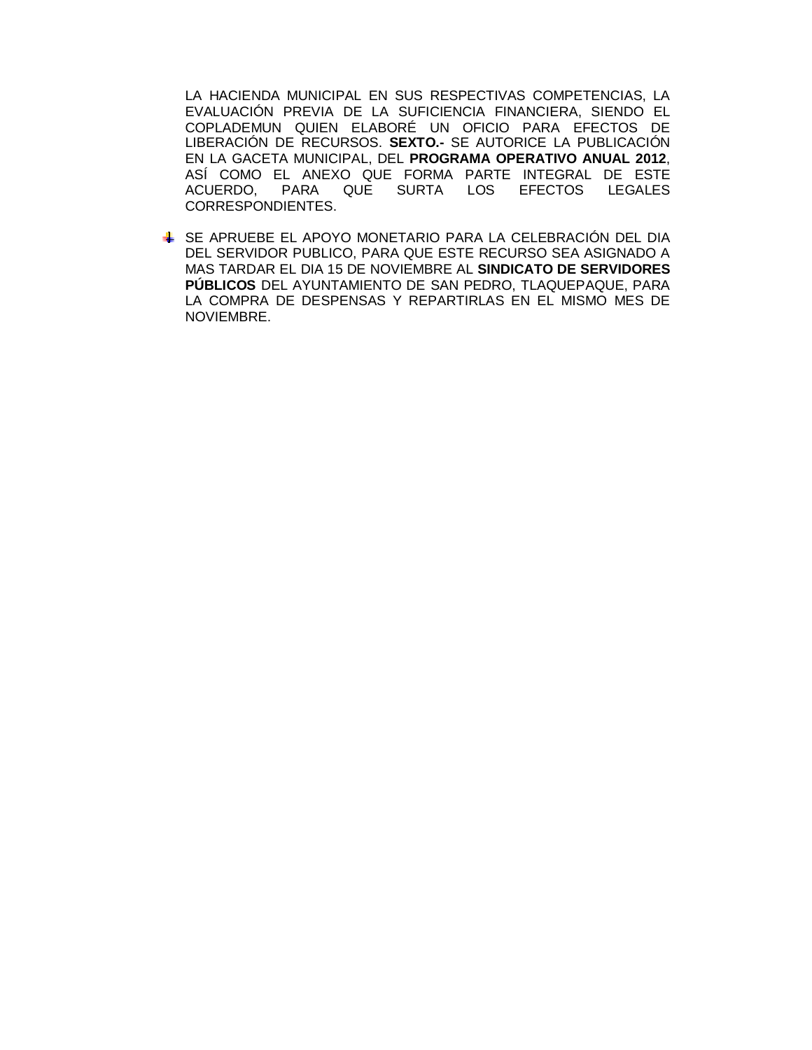LA HACIENDA MUNICIPAL EN SUS RESPECTIVAS COMPETENCIAS, LA EVALUACIÓN PREVIA DE LA SUFICIENCIA FINANCIERA, SIENDO EL COPLADEMUN QUIEN ELABORÉ UN OFICIO PARA EFECTOS DE LIBERACIÓN DE RECURSOS. **SEXTO.-** SE AUTORICE LA PUBLICACIÓN EN LA GACETA MUNICIPAL, DEL **PROGRAMA OPERATIVO ANUAL 2012**, ASÍ COMO EL ANEXO QUE FORMA PARTE INTEGRAL DE ESTE ACUERDO, PARA QUE SURTA LOS EFECTOS LEGALES CORRESPONDIENTES.

- SE APRUEBE EL APOYO MONETARIO PARA LA CELEBRACIÓN DEL DIA DEL SERVIDOR PUBLICO, PARA QUE ESTE RECURSO SEA ASIGNADO A MAS TARDAR EL DIA 15 DE NOVIEMBRE AL **SINDICATO DE SERVIDORES PÚBLICOS** DEL AYUNTAMIENTO DE SAN PEDRO, TLAQUEPAQUE, PARA LA COMPRA DE DESPENSAS Y REPARTIRLAS EN EL MISMO MES DE NOVIEMBRE.